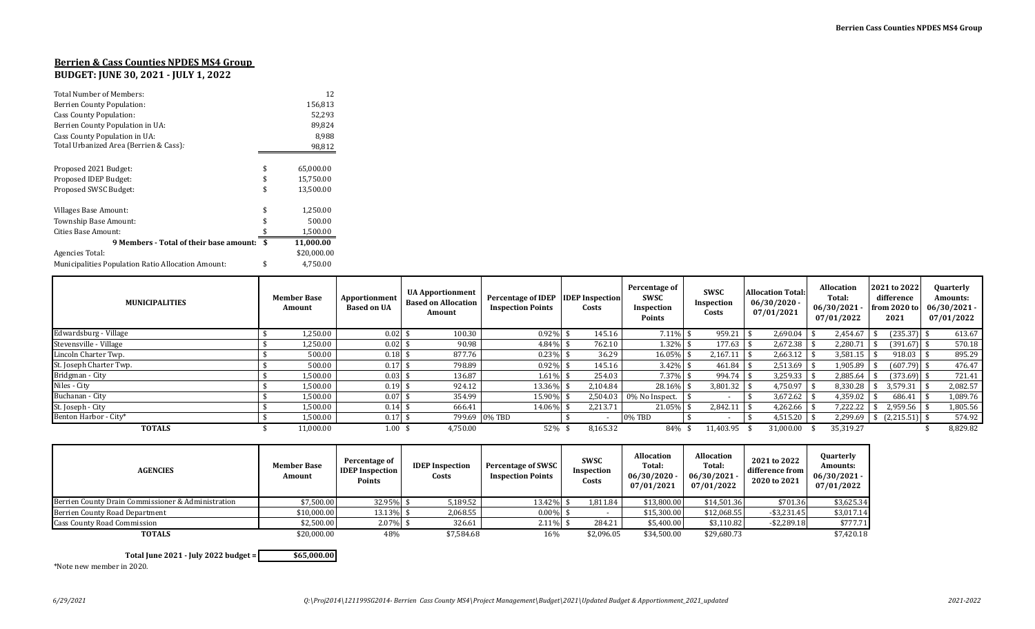# Berrien & Cass Counties NPDES MS4 Group
## BUDGET: JUNE 30, 2021 - JULY 1, 2022

| | |
|---|---|
| Total Number of Members: | 12 |
| Berrien County Population: | 156,813 |
| Cass County Population: | 52,293 |
| Berrien County Population in UA: | 89,824 |
| Cass County Population in UA: | 8,988 |
| Total Urbanized Area (Berrien & Cass): | 98,812 |
| | |
| Proposed 2021 Budget: | $ 65,000.00 |
| Proposed IDEP Budget: | $ 15,750.00 |
| Proposed SWSC Budget: | $ 13,500.00 |
| | |
| Villages Base Amount: | $ 1,250.00 |
| Township Base Amount: | $ 500.00 |
| Cities Base Amount: | $ 1,500.00 |
| **9 Members - Total of their base amount:** | **$ 11,000.00** |
| Agencies Total: | $20,000.00 |
| Municipalities Population Ratio Allocation Amount: | $ 4,750.00 |

| MUNICIPALITIES | Member Base Amount | Apportionment Based on UA | UA Apportionment Based on Allocation Amount | Percentage of IDEP Inspection Points | IDEP Inspection Costs | Percentage of SWSC Inspection Points | SWSC Inspection Costs | Allocation Total: 06/30/2020 - 07/01/2021 | Allocation Total: 06/30/2021 - 07/01/2022 | 2021 to 2022 difference from 2020 to 2021 | Quarterly Amounts: 06/30/2021 - 07/01/2022 |
|---|---|---|---|---|---|---|---|---|---|---|---|
| Edwardsburg - Village | $ 1,250.00 | 0.02 | $ 100.30 | 0.92% | $ 145.16 | 7.11% | $ 959.21 | $ 2,690.04 | $ 2,454.67 | $ (235.37) | $ 613.67 |
| Stevensville - Village | $ 1,250.00 | 0.02 | $ 90.98 | 4.84% | $ 762.10 | 1.32% | $ 177.63 | $ 2,672.38 | $ 2,280.71 | $ (391.67) | $ 570.18 |
| Lincoln Charter Twp. | $ 500.00 | 0.18 | $ 877.76 | 0.23% | $ 36.29 | 16.05% | $ 2,167.11 | $ 2,663.12 | $ 3,581.15 | $ 918.03 | $ 895.29 |
| St. Joseph Charter Twp. | $ 500.00 | 0.17 | $ 798.89 | 0.92% | $ 145.16 | 3.42% | $ 461.84 | $ 2,513.69 | $ 1,905.89 | $ (607.79) | $ 476.47 |
| Bridgman - City | $ 1,500.00 | 0.03 | $ 136.87 | 1.61% | $ 254.03 | 7.37% | $ 994.74 | $ 3,259.33 | $ 2,885.64 | $ (373.69) | $ 721.41 |
| Niles - City | $ 1,500.00 | 0.19 | $ 924.12 | 13.36% | $ 2,104.84 | 28.16% | $ 3,801.32 | $ 4,750.97 | $ 8,330.28 | $ 3,579.31 | $ 2,082.57 |
| Buchanan - City | $ 1,500.00 | 0.07 | $ 354.99 | 15.90% | $ 2,504.03 | 0% No Inspect. | $ - | $ 3,672.62 | $ 4,359.02 | $ 686.41 | $ 1,089.76 |
| St. Joseph - City | $ 1,500.00 | 0.14 | $ 666.41 | 14.06% | $ 2,213.71 | 21.05% | $ 2,842.11 | $ 4,262.66 | $ 7,222.22 | $ 2,959.56 | $ 1,805.56 |
| Benton Harbor - City* | $ 1,500.00 | 0.17 | $ 799.69 | 0% TBD | $ - | 0% TBD | $ - | $ 4,515.20 | $ 2,299.69 | $ (2,215.51) | $ 574.92 |
| **TOTALS** | $ 11,000.00 | 1.00 | $ 4,750.00 | 52% | $ 8,165.32 | 84% | $ 11,403.95 | $ 31,000.00 | $ 35,319.27 | | $ 8,829.82 |

| AGENCIES | Member Base Amount | Percentage of IDEP Inspection Points | IDEP Inspection Costs | Percentage of SWSC Inspection Points | SWSC Inspection Costs | Allocation Total: 06/30/2020 - 07/01/2021 | Allocation Total: 06/30/2021 - 07/01/2022 | 2021 to 2022 difference from 2020 to 2021 | Quarterly Amounts: 06/30/2021 - 07/01/2022 |
|---|---|---|---|---|---|---|---|---|---|
| Berrien County Drain Commissioner & Administration | $7,500.00 | 32.95% | $ 5,189.52 | 13.42% | $ 1,811.84 | $13,800.00 | $14,501.36 | $701.36 | $3,625.34 |
| Berrien County Road Department | $10,000.00 | 13.13% | $ 2,068.55 | 0.00% | $ - | $15,300.00 | $12,068.55 | -$3,231.45 | $3,017.14 |
| Cass County Road Commission | $2,500.00 | 2.07% | $ 326.61 | 2.11% | $ 284.21 | $5,400.00 | $3,110.82 | -$2,289.18 | $777.71 |
| **TOTALS** | $20,000.00 | 48% | $7,584.68 | 16% | $2,096.05 | $34,500.00 | $29,680.73 | | $7,420.18 |

**Total June 2021 - July 2022 budget = $65,000.00**

*Note new member in 2020.

*6/29/2021* &nbsp;&nbsp; *Q:\Proj2014\121199SG2014- Berrien Cass County MS4\Project Management\Budget\2021\Updated Budget & Apportionment_2021_updated* &nbsp;&nbsp; *2021-2022*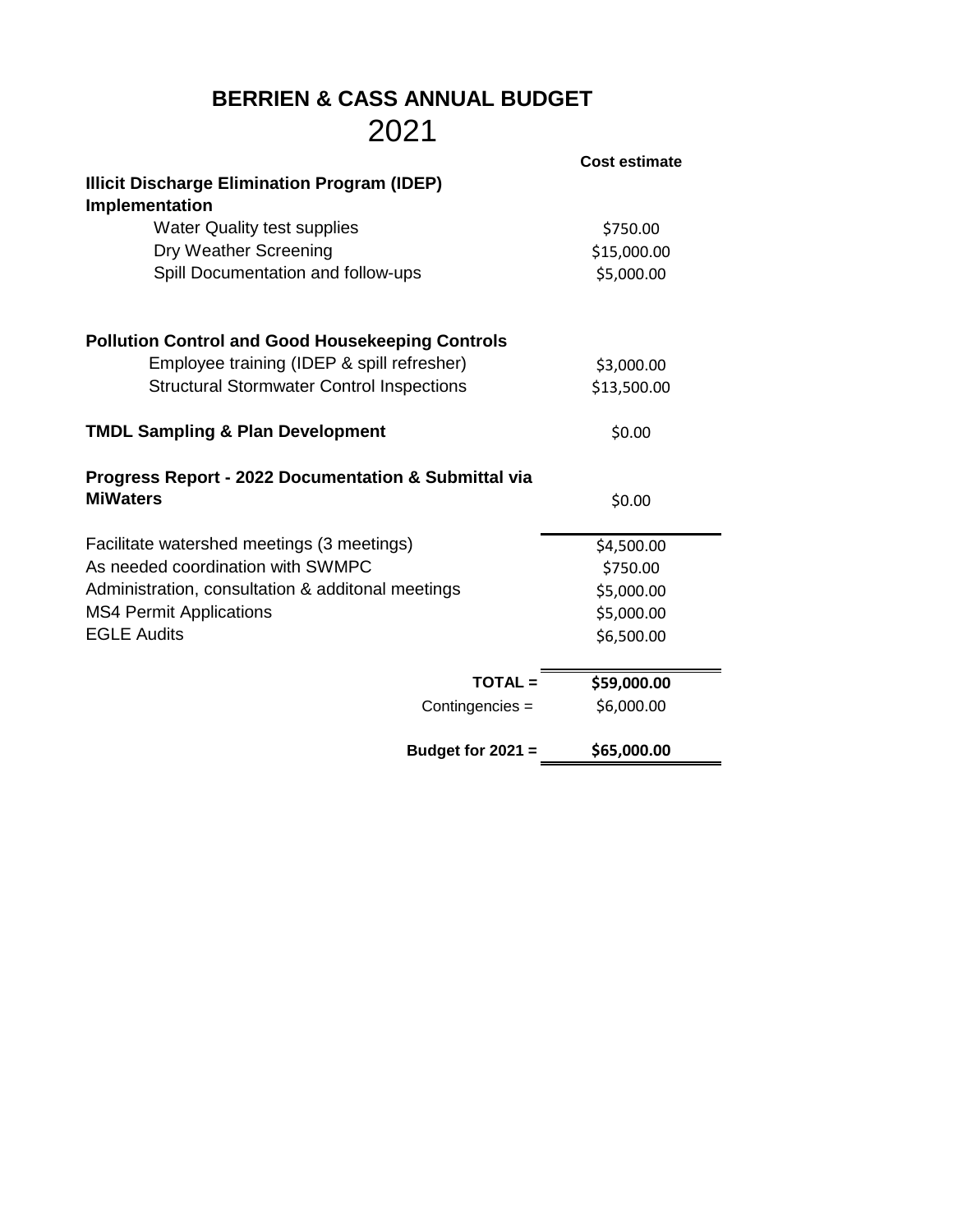# BERRIEN & CASS ANNUAL BUDGET
## 2021

| | Cost estimate |
|---|---|
| **Illicit Discharge Elimination Program (IDEP) Implementation** | |
| Water Quality test supplies | $750.00 |
| Dry Weather Screening | $15,000.00 |
| Spill Documentation and follow-ups | $5,000.00 |
| | |
| **Pollution Control and Good Housekeeping Controls** | |
| Employee training (IDEP & spill refresher) | $3,000.00 |
| Structural Stormwater Control Inspections | $13,500.00 |
| | |
| **TMDL Sampling & Plan Development** | $0.00 |
| | |
| **Progress Report - 2022 Documentation & Submittal via MiWaters** | $0.00 |
| | |
| Facilitate watershed meetings (3 meetings) | $4,500.00 |
| As needed coordination with SWMPC | $750.00 |
| Administration, consultation & additonal meetings | $5,000.00 |
| MS4 Permit Applications | $5,000.00 |
| EGLE Audits | $6,500.00 |
| | |
| **TOTAL =** | **$59,000.00** |
| Contingencies = | $6,000.00 |
| **Budget for 2021 =** | **$65,000.00** |